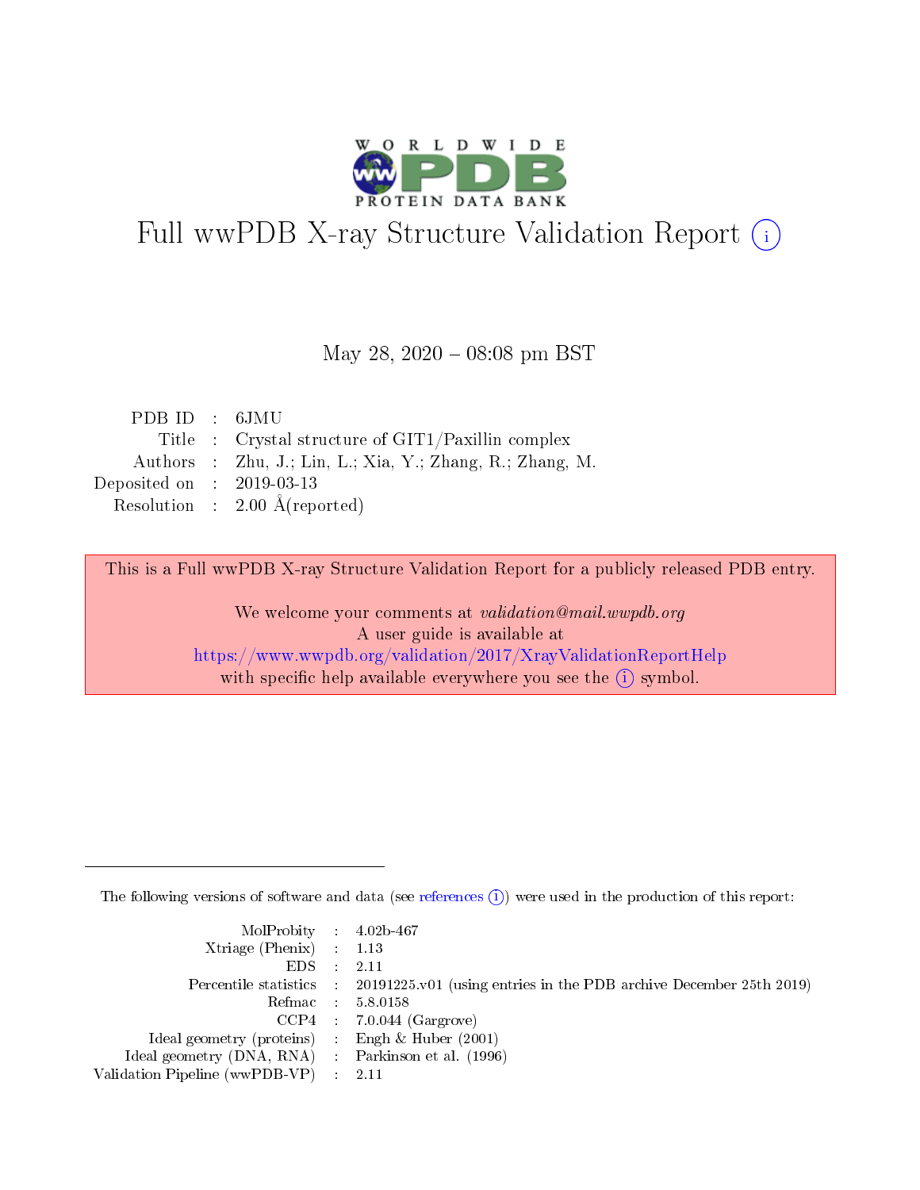# Full wwPDB X-ray Structure Validation Report (i)

May 28, 2020 – 08:08 pm BST

| | | |
|---|---|---|
| PDB ID | : | 6JMU |
| Title | : | Crystal structure of GIT1/Paxillin complex |
| Authors | : | Zhu, J.; Lin, L.; Xia, Y.; Zhang, R.; Zhang, M. |
| Deposited on | : | 2019-03-13 |
| Resolution | : | 2.00 Å(reported) |

This is a Full wwPDB X-ray Structure Validation Report for a publicly released PDB entry.

We welcome your comments at *validation@mail.wwpdb.org*
A user guide is available at
https://www.wwpdb.org/validation/2017/XrayValidationReportHelp
with specific help available everywhere you see the (i) symbol.

---

The following versions of software and data (see references (i)) were used in the production of this report:

| | | |
|---|---|---|
| MolProbity | : | 4.02b-467 |
| Xtriage (Phenix) | : | 1.13 |
| EDS | : | 2.11 |
| Percentile statistics | : | 20191225.v01 (using entries in the PDB archive December 25th 2019) |
| Refmac | : | 5.8.0158 |
| CCP4 | : | 7.0.044 (Gargrove) |
| Ideal geometry (proteins) | : | Engh & Huber (2001) |
| Ideal geometry (DNA, RNA) | : | Parkinson et al. (1996) |
| Validation Pipeline (wwPDB-VP) | : | 2.11 |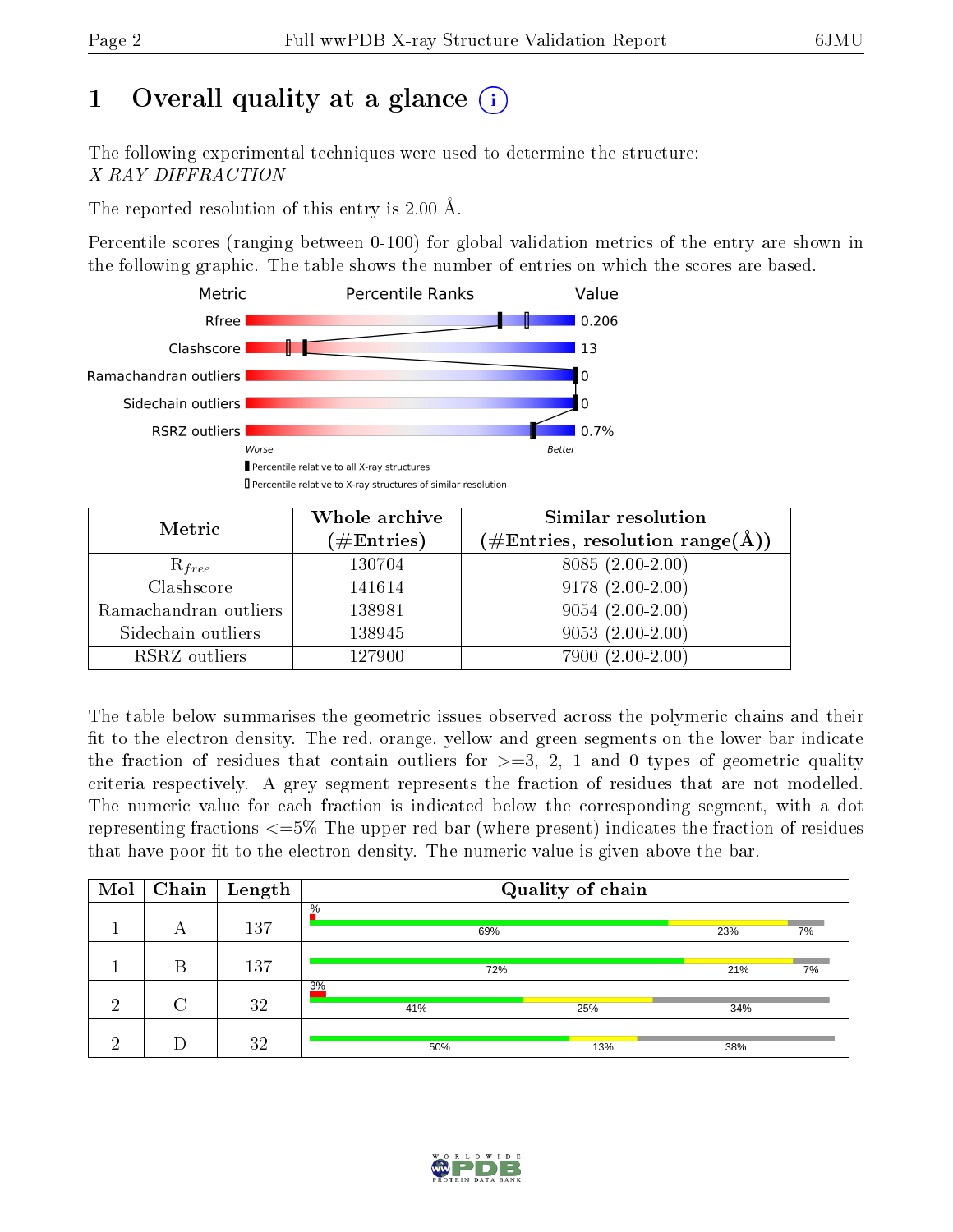# 1 Overall quality at a glance

The following experimental techniques were used to determine the structure: *X-RAY DIFFRACTION*

The reported resolution of this entry is 2.00 Å.

Percentile scores (ranging between 0-100) for global validation metrics of the entry are shown in the following graphic. The table shows the number of entries on which the scores are based.

| Metric | Value |
|---|---|
| Rfree | 0.206 |
| Clashscore | 13 |
| Ramachandran outliers | 0 |
| Sidechain outliers | 0 |
| RSRZ outliers | 0.7% |

| Metric | Whole archive (#Entries) | Similar resolution (#Entries, resolution range(Å)) |
|---|---|---|
| $R_{free}$ | 130704 | 8085 (2.00-2.00) |
| Clashscore | 141614 | 9178 (2.00-2.00) |
| Ramachandran outliers | 138981 | 9054 (2.00-2.00) |
| Sidechain outliers | 138945 | 9053 (2.00-2.00) |
| RSRZ outliers | 127900 | 7900 (2.00-2.00) |

The table below summarises the geometric issues observed across the polymeric chains and their fit to the electron density. The red, orange, yellow and green segments on the lower bar indicate the fraction of residues that contain outliers for >=3, 2, 1 and 0 types of geometric quality criteria respectively. A grey segment represents the fraction of residues that are not modelled. The numeric value for each fraction is indicated below the corresponding segment, with a dot representing fractions <=5% The upper red bar (where present) indicates the fraction of residues that have poor fit to the electron density. The numeric value is given above the bar.

| Mol | Chain | Length | Quality of chain |
|---|---|---|---|
| 1 | A | 137 | %: 69%, 23%, 7% |
| 1 | B | 137 | 72%, 21%, 7% |
| 2 | C | 32 | 3%: 41%, 25%, 34% |
| 2 | D | 32 | 50%, 13%, 38% |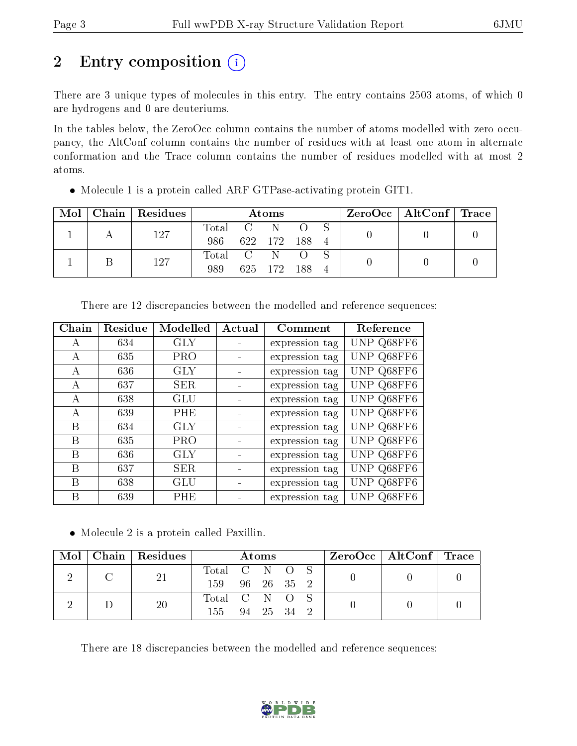## 2 Entry composition

There are 3 unique types of molecules in this entry. The entry contains 2503 atoms, of which 0 are hydrogens and 0 are deuteriums.

In the tables below, the ZeroOcc column contains the number of atoms modelled with zero occupancy, the AltConf column contains the number of residues with at least one atom in alternate conformation and the Trace column contains the number of residues modelled with at most 2 atoms.

- Molecule 1 is a protein called ARF GTPase-activating protein GIT1.

| Mol | Chain | Residues | Atoms | | | | | ZeroOcc | AltConf | Trace |
|---|---|---|---|---|---|---|---|---|---|---|
| 1 | A | 127 | Total<br>986 | C<br>622 | N<br>172 | O<br>188 | S<br>4 | 0 | 0 | 0 |
| 1 | B | 127 | Total<br>989 | C<br>625 | N<br>172 | O<br>188 | S<br>4 | 0 | 0 | 0 |

There are 12 discrepancies between the modelled and reference sequences:

| Chain | Residue | Modelled | Actual | Comment | Reference |
|---|---|---|---|---|---|
| A | 634 | GLY | - | expression tag | UNP Q68FF6 |
| A | 635 | PRO | - | expression tag | UNP Q68FF6 |
| A | 636 | GLY | - | expression tag | UNP Q68FF6 |
| A | 637 | SER | - | expression tag | UNP Q68FF6 |
| A | 638 | GLU | - | expression tag | UNP Q68FF6 |
| A | 639 | PHE | - | expression tag | UNP Q68FF6 |
| B | 634 | GLY | - | expression tag | UNP Q68FF6 |
| B | 635 | PRO | - | expression tag | UNP Q68FF6 |
| B | 636 | GLY | - | expression tag | UNP Q68FF6 |
| B | 637 | SER | - | expression tag | UNP Q68FF6 |
| B | 638 | GLU | - | expression tag | UNP Q68FF6 |
| B | 639 | PHE | - | expression tag | UNP Q68FF6 |

- Molecule 2 is a protein called Paxillin.

| Mol | Chain | Residues | Atoms | | | | | ZeroOcc | AltConf | Trace |
|---|---|---|---|---|---|---|---|---|---|---|
| 2 | C | 21 | Total<br>159 | C<br>96 | N<br>26 | O<br>35 | S<br>2 | 0 | 0 | 0 |
| 2 | D | 20 | Total<br>155 | C<br>94 | N<br>25 | O<br>34 | S<br>2 | 0 | 0 | 0 |

There are 18 discrepancies between the modelled and reference sequences: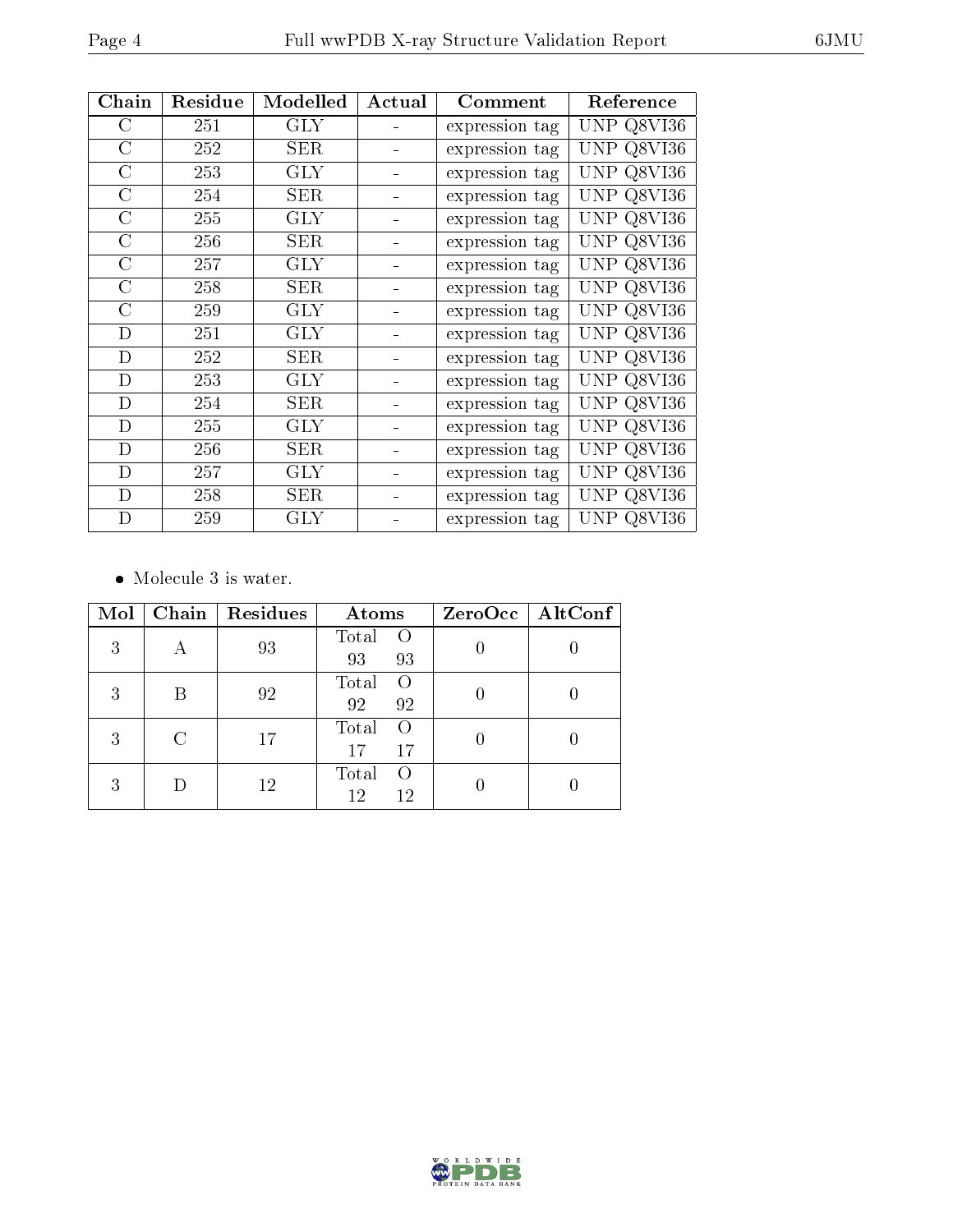| Chain | Residue | Modelled | Actual | Comment | Reference |
|---|---|---|---|---|---|
| C | 251 | GLY | - | expression tag | UNP Q8VI36 |
| C | 252 | SER | - | expression tag | UNP Q8VI36 |
| C | 253 | GLY | - | expression tag | UNP Q8VI36 |
| C | 254 | SER | - | expression tag | UNP Q8VI36 |
| C | 255 | GLY | - | expression tag | UNP Q8VI36 |
| C | 256 | SER | - | expression tag | UNP Q8VI36 |
| C | 257 | GLY | - | expression tag | UNP Q8VI36 |
| C | 258 | SER | - | expression tag | UNP Q8VI36 |
| C | 259 | GLY | - | expression tag | UNP Q8VI36 |
| D | 251 | GLY | - | expression tag | UNP Q8VI36 |
| D | 252 | SER | - | expression tag | UNP Q8VI36 |
| D | 253 | GLY | - | expression tag | UNP Q8VI36 |
| D | 254 | SER | - | expression tag | UNP Q8VI36 |
| D | 255 | GLY | - | expression tag | UNP Q8VI36 |
| D | 256 | SER | - | expression tag | UNP Q8VI36 |
| D | 257 | GLY | - | expression tag | UNP Q8VI36 |
| D | 258 | SER | - | expression tag | UNP Q8VI36 |
| D | 259 | GLY | - | expression tag | UNP Q8VI36 |

- Molecule 3 is water.

| Mol | Chain | Residues | Atoms | ZeroOcc | AltConf |
|---|---|---|---|---|---|
| 3 | A | 93 | Total O<br>93 93 | 0 | 0 |
| 3 | B | 92 | Total O<br>92 92 | 0 | 0 |
| 3 | C | 17 | Total O<br>17 17 | 0 | 0 |
| 3 | D | 12 | Total O<br>12 12 | 0 | 0 |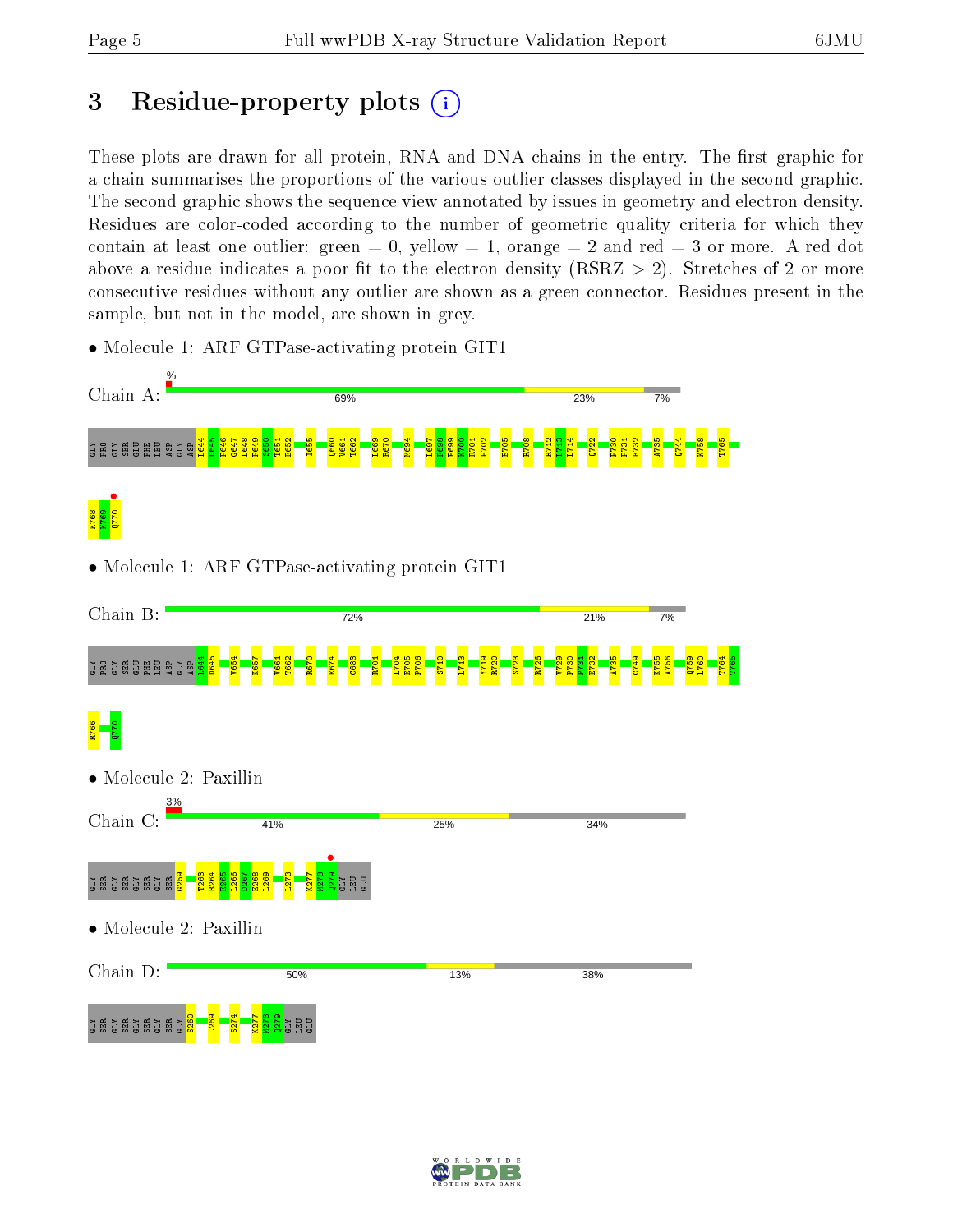# 3 Residue-property plots

These plots are drawn for all protein, RNA and DNA chains in the entry. The first graphic for a chain summarises the proportions of the various outlier classes displayed in the second graphic. The second graphic shows the sequence view annotated by issues in geometry and electron density. Residues are color-coded according to the number of geometric quality criteria for which they contain at least one outlier: green = 0, yellow = 1, orange = 2 and red = 3 or more. A red dot above a residue indicates a poor fit to the electron density (RSRZ > 2). Stretches of 2 or more consecutive residues without any outlier are shown as a green connector. Residues present in the sample, but not in the model, are shown in grey.

- Molecule 1: ARF GTPase-activating protein GIT1

Chain A: % | 69% | 23% | 7%

GLY PRO GLY SER GLU PHE LEU ASP GLY ASP L644 D645 P646 G647 L648 P649 S650 T651 E652 I655 Q660 V661 T662 L669 R670 M694 L697 F698 P699 R700 R701 P702 E705 R708 R712 L713 L714 Q722 P730 P731 E732 A735 Q744 K758 T765 K768 A769 Q770

- Molecule 1: ARF GTPase-activating protein GIT1

Chain B: 72% | 21% | 7%

GLY PRO GLY SER GLU PHE LEU ASP GLY ASP L644 D645 V654 K657 V661 T662 R670 E674 C683 R701 L704 E705 F706 S710 L713 Y719 R720 S723 R726 V729 P730 P731 E732 A735 C749 K755 A756 Q759 L760 T764 T765 R766 Q770

- Molecule 2: Paxillin

Chain C: 3% | 41% | 25% | 34%

GLY SER GLY SER GLY SER GLY SER G259 T263 R264 E265 L266 D267 E268 L269 L273 K277 M278 Q279 GLY LEU GLU

- Molecule 2: Paxillin

Chain D: 50% | 13% | 38%

GLY SER GLY SER GLY SER GLY S260 L269 S274 K277 M278 Q279 GLY LEU GLU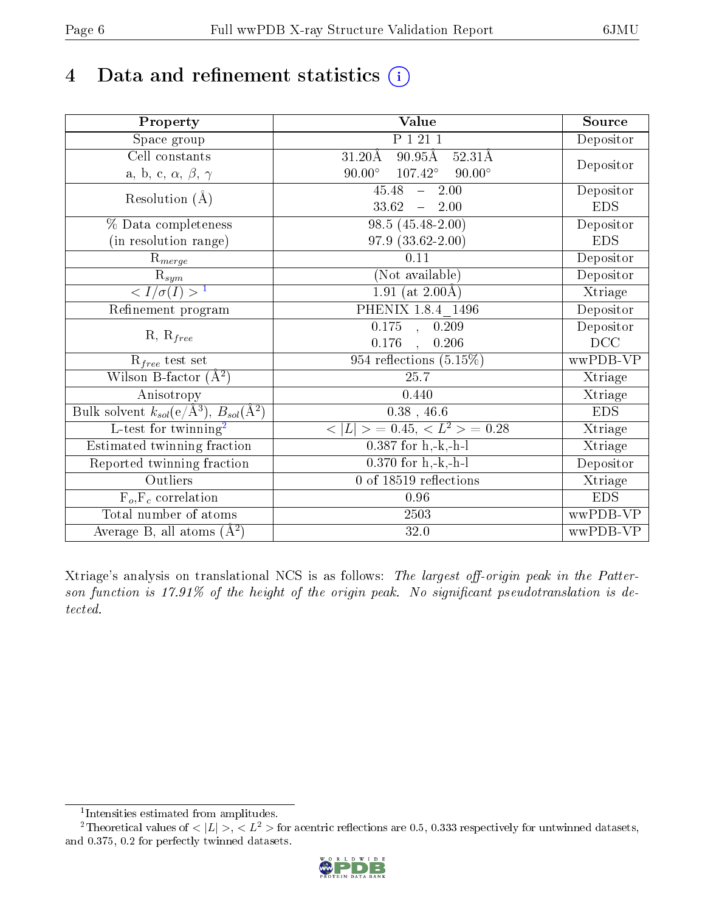# 4 Data and refinement statistics (i)

| Property | Value | Source |
|---|---|---|
| Space group | P 1 21 1 | Depositor |
| Cell constants<br>a, b, c, $\alpha$, $\beta$, $\gamma$ | 31.20Å 90.95Å 52.31Å<br>90.00° 107.42° 90.00° | Depositor |
| Resolution (Å) | 45.48 – 2.00<br>33.62 – 2.00 | Depositor<br>EDS |
| % Data completeness<br>(in resolution range) | 98.5 (45.48-2.00)<br>97.9 (33.62-2.00) | Depositor<br>EDS |
| $R_{merge}$ | 0.11 | Depositor |
| $R_{sym}$ | (Not available) | Depositor |
| $< I/\sigma(I) >$ [1] | 1.91 (at 2.00Å) | Xtriage |
| Refinement program | PHENIX 1.8.4_1496 | Depositor |
| R, $R_{free}$ | 0.175 , 0.209<br>0.176 , 0.206 | Depositor<br>DCC |
| $R_{free}$ test set | 954 reflections (5.15%) | wwPDB-VP |
| Wilson B-factor (Å$^2$) | 25.7 | Xtriage |
| Anisotropy | 0.440 | Xtriage |
| Bulk solvent $k_{sol}$(e/Å$^3$), $B_{sol}$(Å$^2$) | 0.38 , 46.6 | EDS |
| L-test for twinning[2] | $< \|L\| >= 0.45$, $< L^2 >= 0.28$ | Xtriage |
| Estimated twinning fraction | 0.387 for h,-k,-h-l | Xtriage |
| Reported twinning fraction | 0.370 for h,-k,-h-l | Depositor |
| Outliers | 0 of 18519 reflections | Xtriage |
| $F_o$,$F_c$ correlation | 0.96 | EDS |
| Total number of atoms | 2503 | wwPDB-VP |
| Average B, all atoms (Å$^2$) | 32.0 | wwPDB-VP |

Xtriage's analysis on translational NCS is as follows: *The largest off-origin peak in the Patterson function is 17.91% of the height of the origin peak. No significant pseudotranslation is detected.*

[1] Intensities estimated from amplitudes.

[2] Theoretical values of $< |L| >$, $< L^2 >$ for acentric reflections are 0.5, 0.333 respectively for untwinned datasets, and 0.375, 0.2 for perfectly twinned datasets.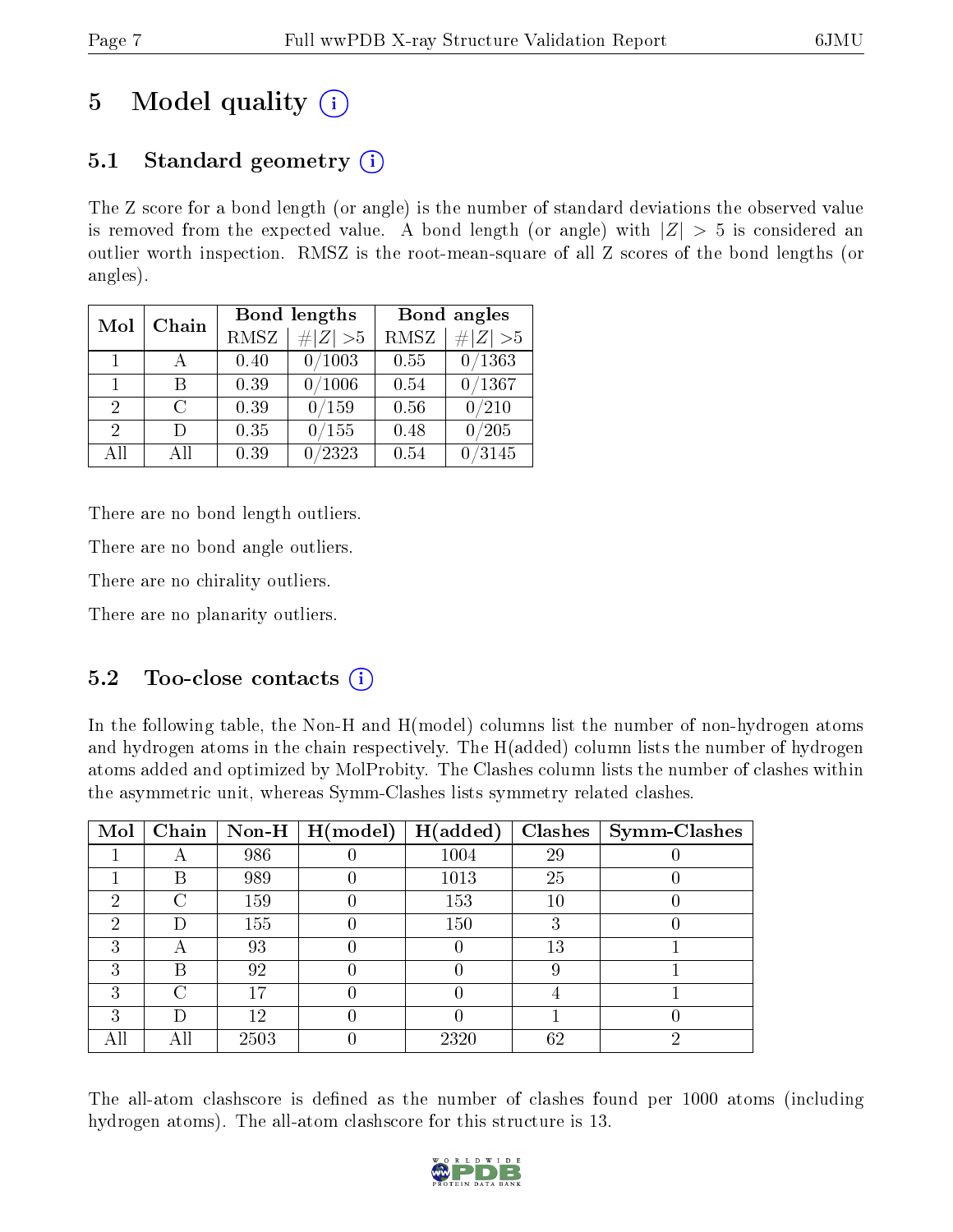# 5 Model quality

## 5.1 Standard geometry

The Z score for a bond length (or angle) is the number of standard deviations the observed value is removed from the expected value. A bond length (or angle) with $|Z| > 5$ is considered an outlier worth inspection. RMSZ is the root-mean-square of all Z scores of the bond lengths (or angles).

| Mol | Chain | Bond lengths | | Bond angles | |
|---|---|---|---|---|---|
| | | RMSZ | #$\|Z\|$ >5 | RMSZ | #$\|Z\|$ >5 |
| 1 | A | 0.40 | 0/1003 | 0.55 | 0/1363 |
| 1 | B | 0.39 | 0/1006 | 0.54 | 0/1367 |
| 2 | C | 0.39 | 0/159 | 0.56 | 0/210 |
| 2 | D | 0.35 | 0/155 | 0.48 | 0/205 |
| All | All | 0.39 | 0/2323 | 0.54 | 0/3145 |

There are no bond length outliers.

There are no bond angle outliers.

There are no chirality outliers.

There are no planarity outliers.

## 5.2 Too-close contacts

In the following table, the Non-H and H(model) columns list the number of non-hydrogen atoms and hydrogen atoms in the chain respectively. The H(added) column lists the number of hydrogen atoms added and optimized by MolProbity. The Clashes column lists the number of clashes within the asymmetric unit, whereas Symm-Clashes lists symmetry related clashes.

| Mol | Chain | Non-H | H(model) | H(added) | Clashes | Symm-Clashes |
|---|---|---|---|---|---|---|
| 1 | A | 986 | 0 | 1004 | 29 | 0 |
| 1 | B | 989 | 0 | 1013 | 25 | 0 |
| 2 | C | 159 | 0 | 153 | 10 | 0 |
| 2 | D | 155 | 0 | 150 | 3 | 0 |
| 3 | A | 93 | 0 | 0 | 13 | 1 |
| 3 | B | 92 | 0 | 0 | 9 | 1 |
| 3 | C | 17 | 0 | 0 | 4 | 1 |
| 3 | D | 12 | 0 | 0 | 1 | 0 |
| All | All | 2503 | 0 | 2320 | 62 | 2 |

The all-atom clashscore is defined as the number of clashes found per 1000 atoms (including hydrogen atoms). The all-atom clashscore for this structure is 13.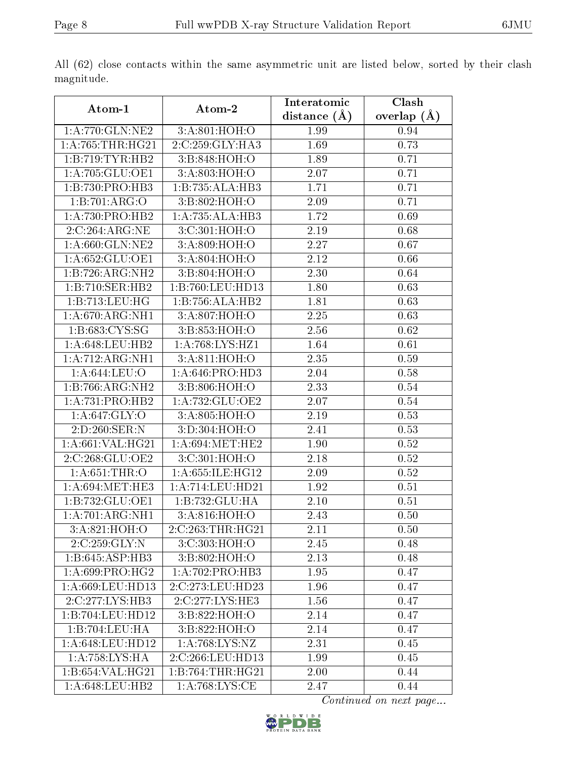All (62) close contacts within the same asymmetric unit are listed below, sorted by their clash magnitude.

| Atom-1 | Atom-2 | Interatomic distance (Å) | Clash overlap (Å) |
|---|---|---|---|
| 1:A:770:GLN:NE2 | 3:A:801:HOH:O | 1.99 | 0.94 |
| 1:A:765:THR:HG21 | 2:C:259:GLY:HA3 | 1.69 | 0.73 |
| 1:B:719:TYR:HB2 | 3:B:848:HOH:O | 1.89 | 0.71 |
| 1:A:705:GLU:OE1 | 3:A:803:HOH:O | 2.07 | 0.71 |
| 1:B:730:PRO:HB3 | 1:B:735:ALA:HB3 | 1.71 | 0.71 |
| 1:B:701:ARG:O | 3:B:802:HOH:O | 2.09 | 0.71 |
| 1:A:730:PRO:HB2 | 1:A:735:ALA:HB3 | 1.72 | 0.69 |
| 2:C:264:ARG:NE | 3:C:301:HOH:O | 2.19 | 0.68 |
| 1:A:660:GLN:NE2 | 3:A:809:HOH:O | 2.27 | 0.67 |
| 1:A:652:GLU:OE1 | 3:A:804:HOH:O | 2.12 | 0.66 |
| 1:B:726:ARG:NH2 | 3:B:804:HOH:O | 2.30 | 0.64 |
| 1:B:710:SER:HB2 | 1:B:760:LEU:HD13 | 1.80 | 0.63 |
| 1:B:713:LEU:HG | 1:B:756:ALA:HB2 | 1.81 | 0.63 |
| 1:A:670:ARG:NH1 | 3:A:807:HOH:O | 2.25 | 0.63 |
| 1:B:683:CYS:SG | 3:B:853:HOH:O | 2.56 | 0.62 |
| 1:A:648:LEU:HB2 | 1:A:768:LYS:HZ1 | 1.64 | 0.61 |
| 1:A:712:ARG:NH1 | 3:A:811:HOH:O | 2.35 | 0.59 |
| 1:A:644:LEU:O | 1:A:646:PRO:HD3 | 2.04 | 0.58 |
| 1:B:766:ARG:NH2 | 3:B:806:HOH:O | 2.33 | 0.54 |
| 1:A:731:PRO:HB2 | 1:A:732:GLU:OE2 | 2.07 | 0.54 |
| 1:A:647:GLY:O | 3:A:805:HOH:O | 2.19 | 0.53 |
| 2:D:260:SER:N | 3:D:304:HOH:O | 2.41 | 0.53 |
| 1:A:661:VAL:HG21 | 1:A:694:MET:HE2 | 1.90 | 0.52 |
| 2:C:268:GLU:OE2 | 3:C:301:HOH:O | 2.18 | 0.52 |
| 1:A:651:THR:O | 1:A:655:ILE:HG12 | 2.09 | 0.52 |
| 1:A:694:MET:HE3 | 1:A:714:LEU:HD21 | 1.92 | 0.51 |
| 1:B:732:GLU:OE1 | 1:B:732:GLU:HA | 2.10 | 0.51 |
| 1:A:701:ARG:NH1 | 3:A:816:HOH:O | 2.43 | 0.50 |
| 3:A:821:HOH:O | 2:C:263:THR:HG21 | 2.11 | 0.50 |
| 2:C:259:GLY:N | 3:C:303:HOH:O | 2.45 | 0.48 |
| 1:B:645:ASP:HB3 | 3:B:802:HOH:O | 2.13 | 0.48 |
| 1:A:699:PRO:HG2 | 1:A:702:PRO:HB3 | 1.95 | 0.47 |
| 1:A:669:LEU:HD13 | 2:C:273:LEU:HD23 | 1.96 | 0.47 |
| 2:C:277:LYS:HB3 | 2:C:277:LYS:HE3 | 1.56 | 0.47 |
| 1:B:704:LEU:HD12 | 3:B:822:HOH:O | 2.14 | 0.47 |
| 1:B:704:LEU:HA | 3:B:822:HOH:O | 2.14 | 0.47 |
| 1:A:648:LEU:HD12 | 1:A:768:LYS:NZ | 2.31 | 0.45 |
| 1:A:758:LYS:HA | 2:C:266:LEU:HD13 | 1.99 | 0.45 |
| 1:B:654:VAL:HG21 | 1:B:764:THR:HG21 | 2.00 | 0.44 |
| 1:A:648:LEU:HB2 | 1:A:768:LYS:CE | 2.47 | 0.44 |

*Continued on next page...*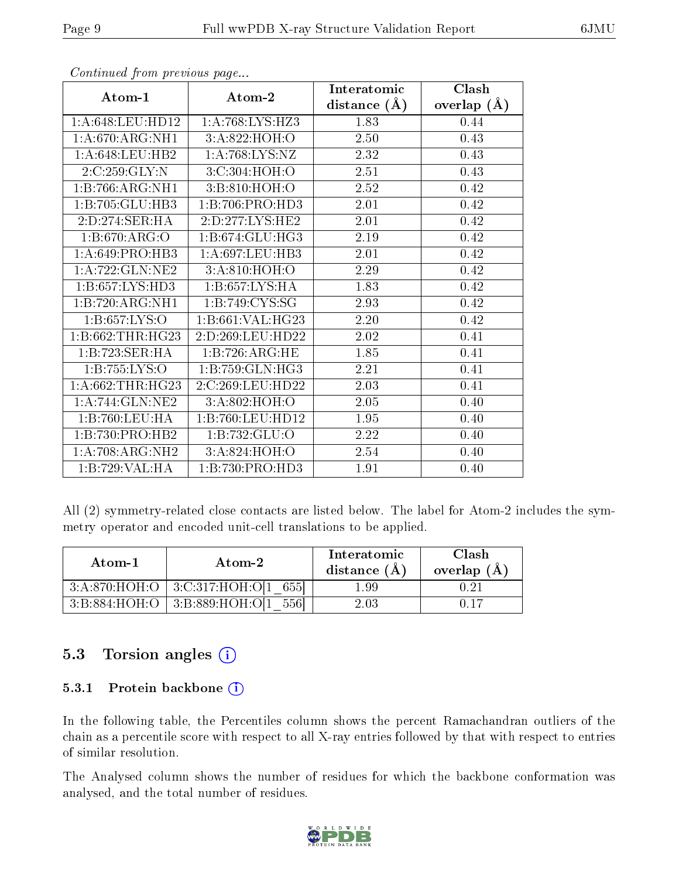*Continued from previous page...*

| Atom-1 | Atom-2 | Interatomic distance (Å) | Clash overlap (Å) |
|---|---|---|---|
| 1:A:648:LEU:HD12 | 1:A:768:LYS:HZ3 | 1.83 | 0.44 |
| 1:A:670:ARG:NH1 | 3:A:822:HOH:O | 2.50 | 0.43 |
| 1:A:648:LEU:HB2 | 1:A:768:LYS:NZ | 2.32 | 0.43 |
| 2:C:259:GLY:N | 3:C:304:HOH:O | 2.51 | 0.43 |
| 1:B:766:ARG:NH1 | 3:B:810:HOH:O | 2.52 | 0.42 |
| 1:B:705:GLU:HB3 | 1:B:706:PRO:HD3 | 2.01 | 0.42 |
| 2:D:274:SER:HA | 2:D:277:LYS:HE2 | 2.01 | 0.42 |
| 1:B:670:ARG:O | 1:B:674:GLU:HG3 | 2.19 | 0.42 |
| 1:A:649:PRO:HB3 | 1:A:697:LEU:HB3 | 2.01 | 0.42 |
| 1:A:722:GLN:NE2 | 3:A:810:HOH:O | 2.29 | 0.42 |
| 1:B:657:LYS:HD3 | 1:B:657:LYS:HA | 1.83 | 0.42 |
| 1:B:720:ARG:NH1 | 1:B:749:CYS:SG | 2.93 | 0.42 |
| 1:B:657:LYS:O | 1:B:661:VAL:HG23 | 2.20 | 0.42 |
| 1:B:662:THR:HG23 | 2:D:269:LEU:HD22 | 2.02 | 0.41 |
| 1:B:723:SER:HA | 1:B:726:ARG:HE | 1.85 | 0.41 |
| 1:B:755:LYS:O | 1:B:759:GLN:HG3 | 2.21 | 0.41 |
| 1:A:662:THR:HG23 | 2:C:269:LEU:HD22 | 2.03 | 0.41 |
| 1:A:744:GLN:NE2 | 3:A:802:HOH:O | 2.05 | 0.40 |
| 1:B:760:LEU:HA | 1:B:760:LEU:HD12 | 1.95 | 0.40 |
| 1:B:730:PRO:HB2 | 1:B:732:GLU:O | 2.22 | 0.40 |
| 1:A:708:ARG:NH2 | 3:A:824:HOH:O | 2.54 | 0.40 |
| 1:B:729:VAL:HA | 1:B:730:PRO:HD3 | 1.91 | 0.40 |

All (2) symmetry-related close contacts are listed below. The label for Atom-2 includes the symmetry operator and encoded unit-cell translations to be applied.

| Atom-1 | Atom-2 | Interatomic distance (Å) | Clash overlap (Å) |
|---|---|---|---|
| 3:A:870:HOH:O | 3:C:317:HOH:O[1_655] | 1.99 | 0.21 |
| 3:B:884:HOH:O | 3:B:889:HOH:O[1_556] | 2.03 | 0.17 |

## 5.3 Torsion angles

### 5.3.1 Protein backbone

In the following table, the Percentiles column shows the percent Ramachandran outliers of the chain as a percentile score with respect to all X-ray entries followed by that with respect to entries of similar resolution.

The Analysed column shows the number of residues for which the backbone conformation was analysed, and the total number of residues.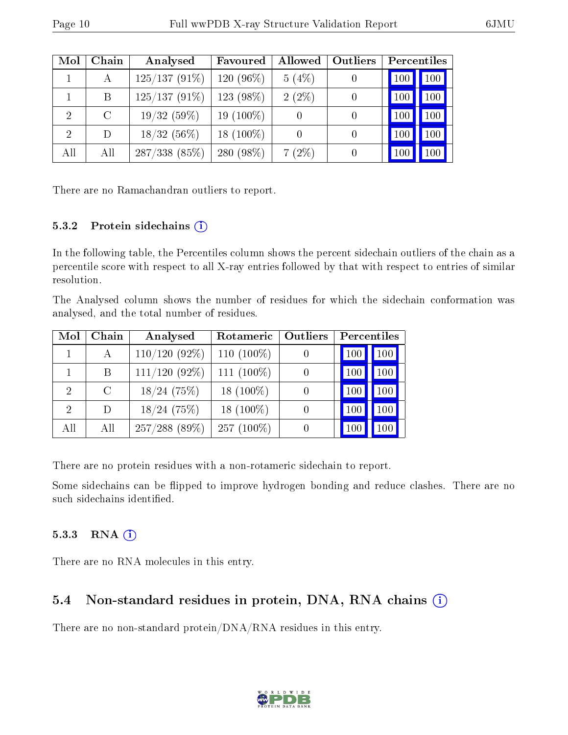| Mol | Chain | Analysed | Favoured | Allowed | Outliers | Percentiles | |
|---|---|---|---|---|---|---|---|
| 1 | A | 125/137 (91%) | 120 (96%) | 5 (4%) | 0 | 100 | 100 |
| 1 | B | 125/137 (91%) | 123 (98%) | 2 (2%) | 0 | 100 | 100 |
| 2 | C | 19/32 (59%) | 19 (100%) | 0 | 0 | 100 | 100 |
| 2 | D | 18/32 (56%) | 18 (100%) | 0 | 0 | 100 | 100 |
| All | All | 287/338 (85%) | 280 (98%) | 7 (2%) | 0 | 100 | 100 |

There are no Ramachandran outliers to report.

### 5.3.2 Protein sidechains

In the following table, the Percentiles column shows the percent sidechain outliers of the chain as a percentile score with respect to all X-ray entries followed by that with respect to entries of similar resolution.

The Analysed column shows the number of residues for which the sidechain conformation was analysed, and the total number of residues.

| Mol | Chain | Analysed | Rotameric | Outliers | Percentiles | |
|---|---|---|---|---|---|---|
| 1 | A | 110/120 (92%) | 110 (100%) | 0 | 100 | 100 |
| 1 | B | 111/120 (92%) | 111 (100%) | 0 | 100 | 100 |
| 2 | C | 18/24 (75%) | 18 (100%) | 0 | 100 | 100 |
| 2 | D | 18/24 (75%) | 18 (100%) | 0 | 100 | 100 |
| All | All | 257/288 (89%) | 257 (100%) | 0 | 100 | 100 |

There are no protein residues with a non-rotameric sidechain to report.

Some sidechains can be flipped to improve hydrogen bonding and reduce clashes. There are no such sidechains identified.

### 5.3.3 RNA

There are no RNA molecules in this entry.

## 5.4 Non-standard residues in protein, DNA, RNA chains

There are no non-standard protein/DNA/RNA residues in this entry.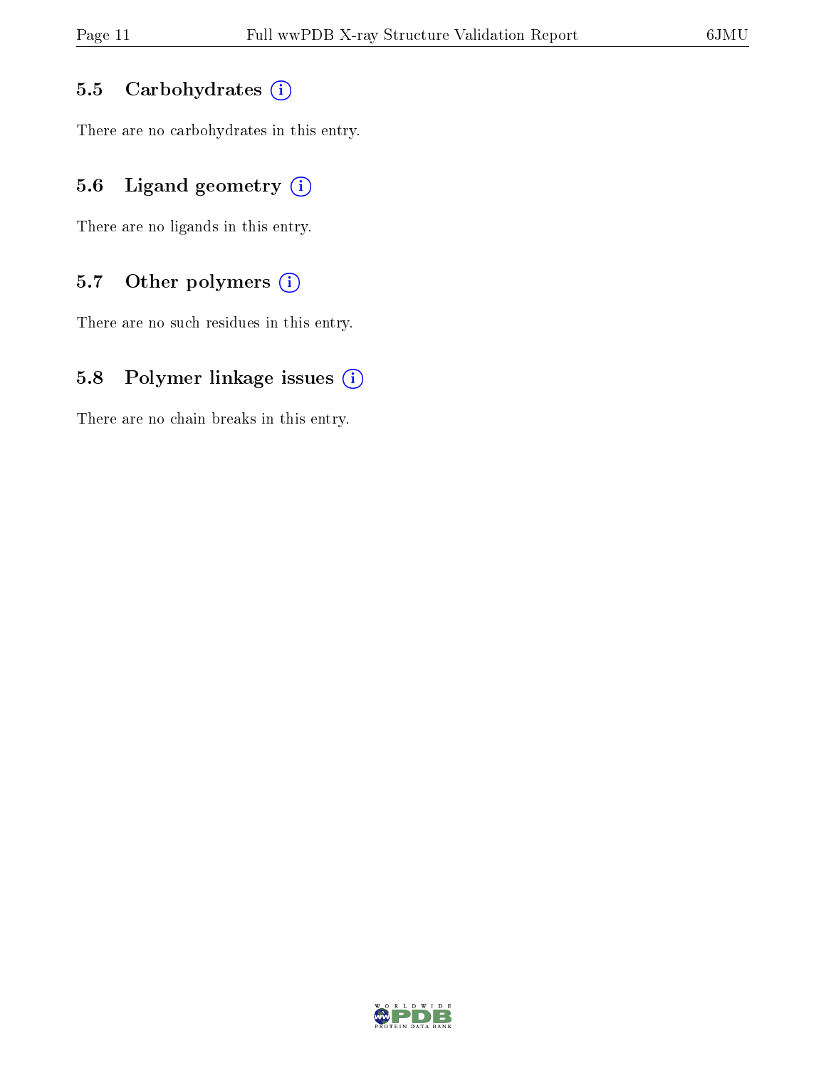### 5.5 Carbohydrates

There are no carbohydrates in this entry.

### 5.6 Ligand geometry

There are no ligands in this entry.

### 5.7 Other polymers

There are no such residues in this entry.

### 5.8 Polymer linkage issues

There are no chain breaks in this entry.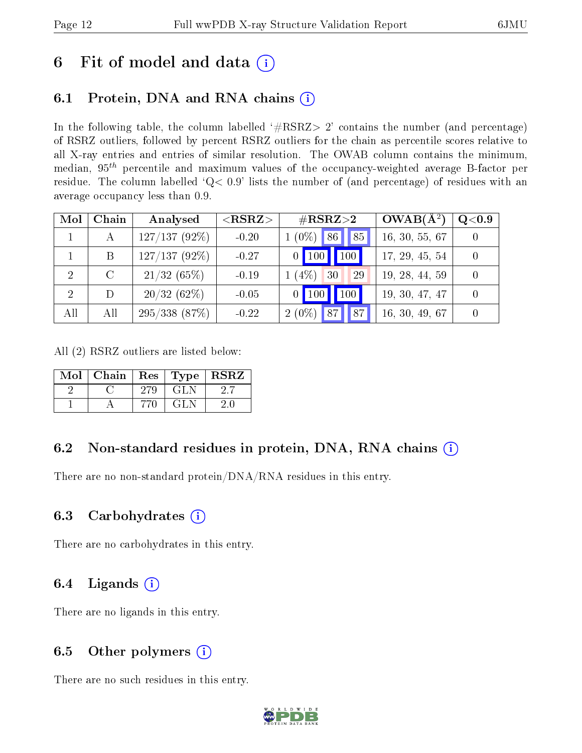# 6 Fit of model and data (i)

## 6.1 Protein, DNA and RNA chains (i)

In the following table, the column labelled '#RSRZ> 2' contains the number (and percentage) of RSRZ outliers, followed by percent RSRZ outliers for the chain as percentile scores relative to all X-ray entries and entries of similar resolution. The OWAB column contains the minimum, median, $95^{th}$ percentile and maximum values of the occupancy-weighted average B-factor per residue. The column labelled 'Q< 0.9' lists the number of (and percentage) of residues with an average occupancy less than 0.9.

| Mol | Chain | Analysed | <RSRZ> | #RSRZ>2 | | | OWAB(Å$^2$) | Q<0.9 |
|---|---|---|---|---|---|---|---|---|
| 1 | A | 127/137 (92%) | -0.20 | 1 (0%) | 86 | 85 | 16, 30, 55, 67 | 0 |
| 1 | B | 127/137 (92%) | -0.27 | 0 | 100 | 100 | 17, 29, 45, 54 | 0 |
| 2 | C | 21/32 (65%) | -0.19 | 1 (4%) | 30 | 29 | 19, 28, 44, 59 | 0 |
| 2 | D | 20/32 (62%) | -0.05 | 0 | 100 | 100 | 19, 30, 47, 47 | 0 |
| All | All | 295/338 (87%) | -0.22 | 2 (0%) | 87 | 87 | 16, 30, 49, 67 | 0 |

All (2) RSRZ outliers are listed below:

| Mol | Chain | Res | Type | RSRZ |
|---|---|---|---|---|
| 2 | C | 279 | GLN | 2.7 |
| 1 | A | 770 | GLN | 2.0 |

## 6.2 Non-standard residues in protein, DNA, RNA chains (i)

There are no non-standard protein/DNA/RNA residues in this entry.

## 6.3 Carbohydrates (i)

There are no carbohydrates in this entry.

## 6.4 Ligands (i)

There are no ligands in this entry.

## 6.5 Other polymers (i)

There are no such residues in this entry.